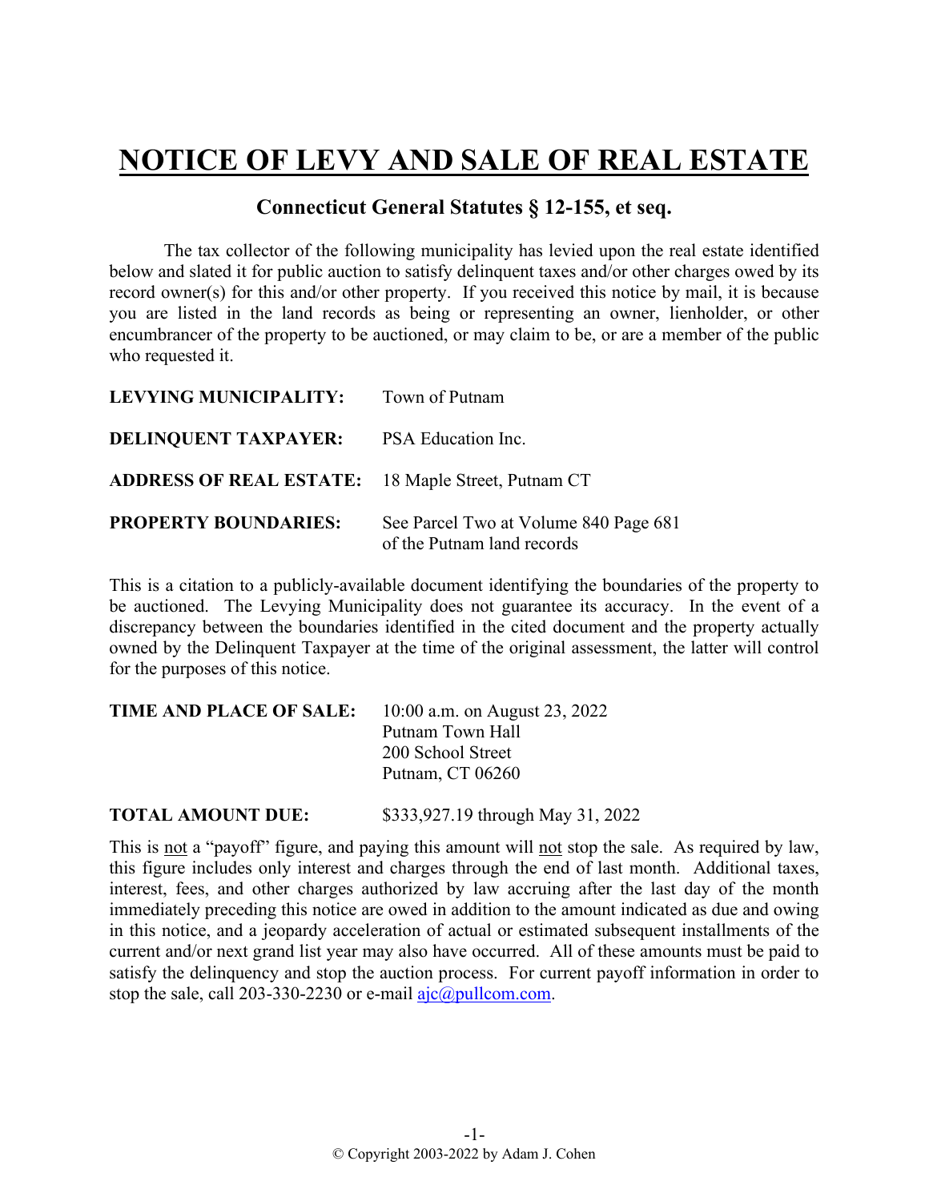# NOTICE OF LEVY AND SALE OF REAL ESTATE

## Connecticut General Statutes § 12-155, et seq.

The tax collector of the following municipality has levied upon the real estate identified below and slated it for public auction to satisfy delinquent taxes and/or other charges owed by its record owner(s) for this and/or other property. If you received this notice by mail, it is because you are listed in the land records as being or representing an owner, lienholder, or other encumbrancer of the property to be auctioned, or may claim to be, or are a member of the public who requested it.

**LEVYING MUNICIPALITY:** Town of Putnam

**DELINQUENT TAXPAYER:** PSA Education Inc.

**ADDRESS OF REAL ESTATE:** 18 Maple Street, Putnam CT

**PROPERTY BOUNDARIES:** See Parcel Two at Volume 840 Page 681 of the Putnam land records

This is a citation to a publicly-available document identifying the boundaries of the property to be auctioned. The Levying Municipality does not guarantee its accuracy. In the event of a discrepancy between the boundaries identified in the cited document and the property actually owned by the Delinquent Taxpayer at the time of the original assessment, the latter will control for the purposes of this notice.

**TIME AND PLACE OF SALE:** 10:00 a.m. on August 23, 2022
Putnam Town Hall
200 School Street
Putnam, CT 06260

**TOTAL AMOUNT DUE:** $333,927.19 through May 31, 2022

This is not a "payoff" figure, and paying this amount will not stop the sale. As required by law, this figure includes only interest and charges through the end of last month. Additional taxes, interest, fees, and other charges authorized by law accruing after the last day of the month immediately preceding this notice are owed in addition to the amount indicated as due and owing in this notice, and a jeopardy acceleration of actual or estimated subsequent installments of the current and/or next grand list year may also have occurred. All of these amounts must be paid to satisfy the delinquency and stop the auction process. For current payoff information in order to stop the sale, call 203-330-2230 or e-mail ajc@pullcom.com.

© Copyright 2003-2022 by Adam J. Cohen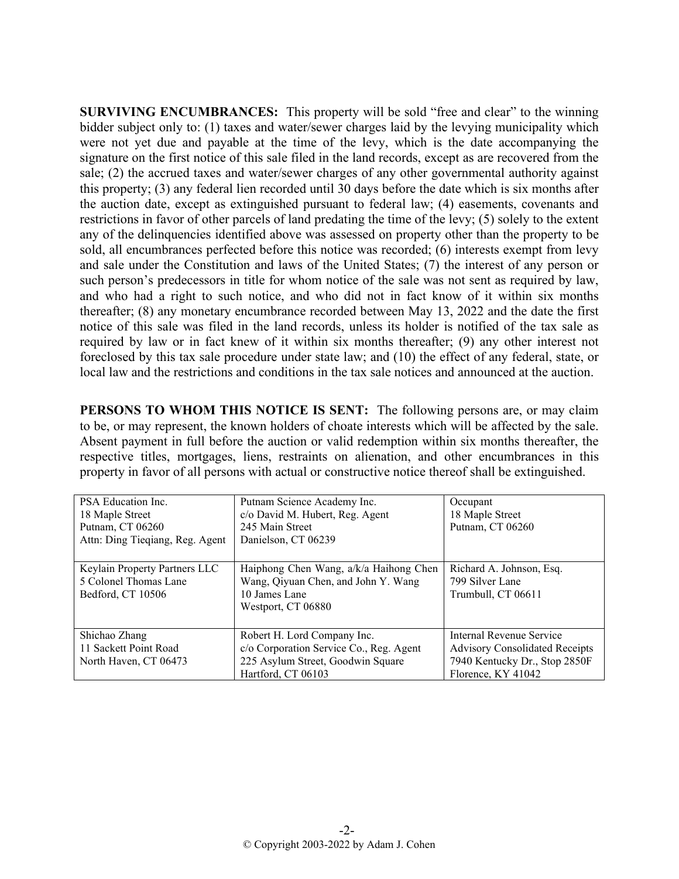**SURVIVING ENCUMBRANCES:** This property will be sold "free and clear" to the winning bidder subject only to: (1) taxes and water/sewer charges laid by the levying municipality which were not yet due and payable at the time of the levy, which is the date accompanying the signature on the first notice of this sale filed in the land records, except as are recovered from the sale; (2) the accrued taxes and water/sewer charges of any other governmental authority against this property; (3) any federal lien recorded until 30 days before the date which is six months after the auction date, except as extinguished pursuant to federal law; (4) easements, covenants and restrictions in favor of other parcels of land predating the time of the levy; (5) solely to the extent any of the delinquencies identified above was assessed on property other than the property to be sold, all encumbrances perfected before this notice was recorded; (6) interests exempt from levy and sale under the Constitution and laws of the United States; (7) the interest of any person or such person's predecessors in title for whom notice of the sale was not sent as required by law, and who had a right to such notice, and who did not in fact know of it within six months thereafter; (8) any monetary encumbrance recorded between May 13, 2022 and the date the first notice of this sale was filed in the land records, unless its holder is notified of the tax sale as required by law or in fact knew of it within six months thereafter; (9) any other interest not foreclosed by this tax sale procedure under state law; and (10) the effect of any federal, state, or local law and the restrictions and conditions in the tax sale notices and announced at the auction.

**PERSONS TO WHOM THIS NOTICE IS SENT:** The following persons are, or may claim to be, or may represent, the known holders of choate interests which will be affected by the sale. Absent payment in full before the auction or valid redemption within six months thereafter, the respective titles, mortgages, liens, restraints on alienation, and other encumbrances in this property in favor of all persons with actual or constructive notice thereof shall be extinguished.

| | | |
|---|---|---|
| PSA Education Inc.<br>18 Maple Street<br>Putnam, CT 06260<br>Attn: Ding Tieqiang, Reg. Agent | Putnam Science Academy Inc.<br>c/o David M. Hubert, Reg. Agent<br>245 Main Street<br>Danielson, CT 06239 | Occupant<br>18 Maple Street<br>Putnam, CT 06260 |
| Keylain Property Partners LLC<br>5 Colonel Thomas Lane<br>Bedford, CT 10506 | Haiphong Chen Wang, a/k/a Haihong Chen Wang, Qiyuan Chen, and John Y. Wang<br>10 James Lane<br>Westport, CT 06880 | Richard A. Johnson, Esq.<br>799 Silver Lane<br>Trumbull, CT 06611 |
| Shichao Zhang<br>11 Sackett Point Road<br>North Haven, CT 06473 | Robert H. Lord Company Inc.<br>c/o Corporation Service Co., Reg. Agent<br>225 Asylum Street, Goodwin Square<br>Hartford, CT 06103 | Internal Revenue Service<br>Advisory Consolidated Receipts<br>7940 Kentucky Dr., Stop 2850F<br>Florence, KY 41042 |

© Copyright 2003-2022 by Adam J. Cohen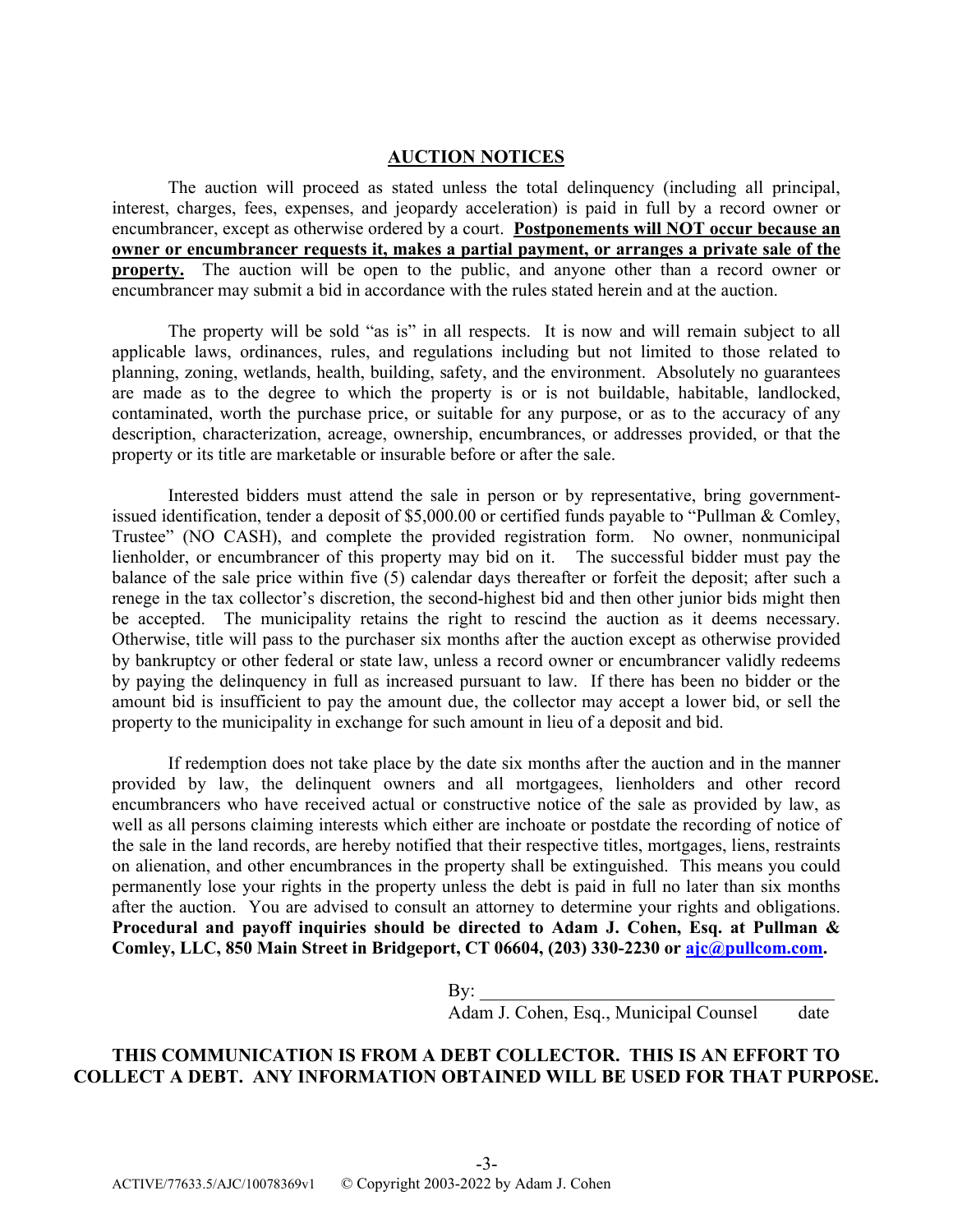## AUCTION NOTICES

The auction will proceed as stated unless the total delinquency (including all principal, interest, charges, fees, expenses, and jeopardy acceleration) is paid in full by a record owner or encumbrancer, except as otherwise ordered by a court. **Postponements will NOT occur because an owner or encumbrancer requests it, makes a partial payment, or arranges a private sale of the property.** The auction will be open to the public, and anyone other than a record owner or encumbrancer may submit a bid in accordance with the rules stated herein and at the auction.

The property will be sold "as is" in all respects. It is now and will remain subject to all applicable laws, ordinances, rules, and regulations including but not limited to those related to planning, zoning, wetlands, health, building, safety, and the environment. Absolutely no guarantees are made as to the degree to which the property is or is not buildable, habitable, landlocked, contaminated, worth the purchase price, or suitable for any purpose, or as to the accuracy of any description, characterization, acreage, ownership, encumbrances, or addresses provided, or that the property or its title are marketable or insurable before or after the sale.

Interested bidders must attend the sale in person or by representative, bring government-issued identification, tender a deposit of $5,000.00 or certified funds payable to "Pullman & Comley, Trustee" (NO CASH), and complete the provided registration form. No owner, nonmunicipal lienholder, or encumbrancer of this property may bid on it. The successful bidder must pay the balance of the sale price within five (5) calendar days thereafter or forfeit the deposit; after such a renege in the tax collector's discretion, the second-highest bid and then other junior bids might then be accepted. The municipality retains the right to rescind the auction as it deems necessary. Otherwise, title will pass to the purchaser six months after the auction except as otherwise provided by bankruptcy or other federal or state law, unless a record owner or encumbrancer validly redeems by paying the delinquency in full as increased pursuant to law. If there has been no bidder or the amount bid is insufficient to pay the amount due, the collector may accept a lower bid, or sell the property to the municipality in exchange for such amount in lieu of a deposit and bid.

If redemption does not take place by the date six months after the auction and in the manner provided by law, the delinquent owners and all mortgagees, lienholders and other record encumbrancers who have received actual or constructive notice of the sale as provided by law, as well as all persons claiming interests which either are inchoate or postdate the recording of notice of the sale in the land records, are hereby notified that their respective titles, mortgages, liens, restraints on alienation, and other encumbrances in the property shall be extinguished. This means you could permanently lose your rights in the property unless the debt is paid in full no later than six months after the auction. You are advised to consult an attorney to determine your rights and obligations. **Procedural and payoff inquiries should be directed to Adam J. Cohen, Esq. at Pullman & Comley, LLC, 850 Main Street in Bridgeport, CT 06604, (203) 330-2230 or ajc@pullcom.com.**

By: ____________________________________

Adam J. Cohen, Esq., Municipal Counsel    date

**THIS COMMUNICATION IS FROM A DEBT COLLECTOR. THIS IS AN EFFORT TO COLLECT A DEBT. ANY INFORMATION OBTAINED WILL BE USED FOR THAT PURPOSE.**

ACTIVE/77633.5/AJC/10078369v1    © Copyright 2003-2022 by Adam J. Cohen